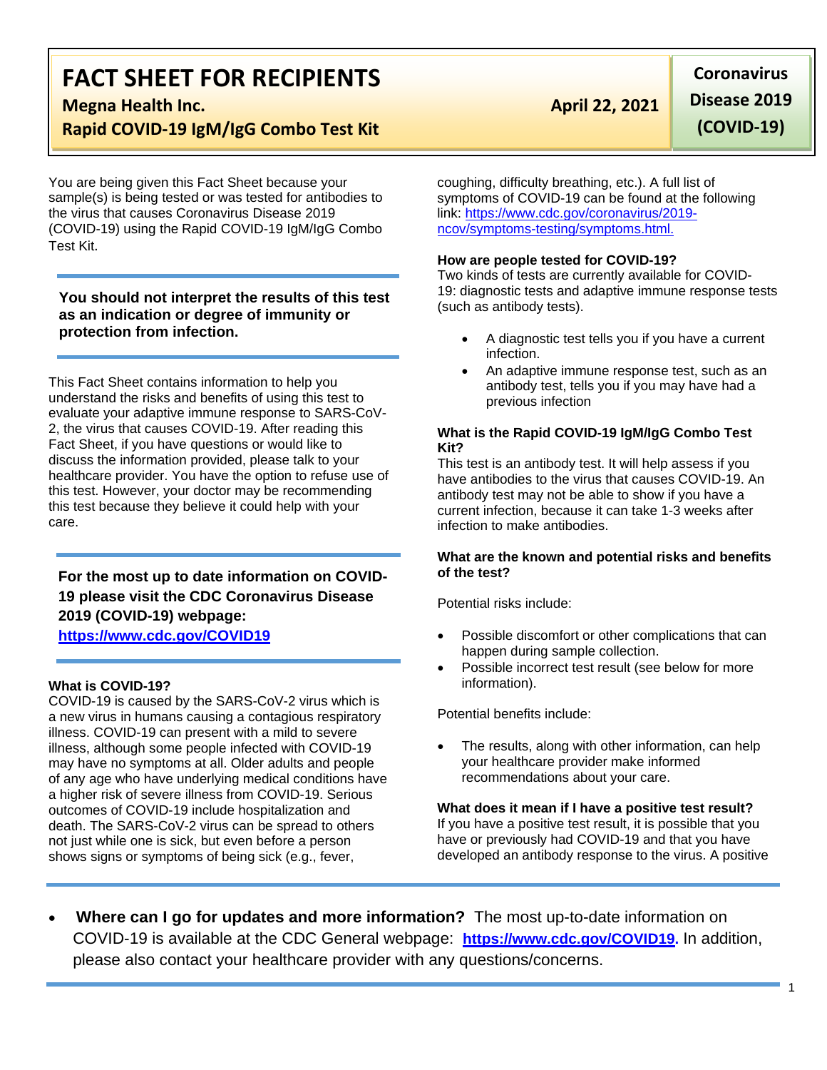# FACT SHEET FOR RECIPIENTS

**Megna Health Inc.**

**Rapid COVID-19 IgM/IgG Combo Test Kit**

**April 22, 2021**

**Coronavirus Disease 2019 (COVID-19)**

You are being given this Fact Sheet because your sample(s) is being tested or was tested for antibodies to the virus that causes Coronavirus Disease 2019 (COVID-19) using the Rapid COVID-19 IgM/IgG Combo Test Kit.

**You should not interpret the results of this test as an indication or degree of immunity or protection from infection.**

This Fact Sheet contains information to help you understand the risks and benefits of using this test to evaluate your adaptive immune response to SARS-CoV-2, the virus that causes COVID-19. After reading this Fact Sheet, if you have questions or would like to discuss the information provided, please talk to your healthcare provider. You have the option to refuse use of this test. However, your doctor may be recommending this test because they believe it could help with your care.

**For the most up to date information on COVID-19 please visit the CDC Coronavirus Disease 2019 (COVID-19) webpage: [https://www.cdc.gov/COVID19](https://www.cdc.gov/COVID19)**

### What is COVID-19?

COVID-19 is caused by the SARS-CoV-2 virus which is a new virus in humans causing a contagious respiratory illness. COVID-19 can present with a mild to severe illness, although some people infected with COVID-19 may have no symptoms at all. Older adults and people of any age who have underlying medical conditions have a higher risk of severe illness from COVID-19. Serious outcomes of COVID-19 include hospitalization and death. The SARS-CoV-2 virus can be spread to others not just while one is sick, but even before a person shows signs or symptoms of being sick (e.g., fever, coughing, difficulty breathing, etc.). A full list of symptoms of COVID-19 can be found at the following link: [https://www.cdc.gov/coronavirus/2019-ncov/symptoms-testing/symptoms.html.](https://www.cdc.gov/coronavirus/2019-ncov/symptoms-testing/symptoms.html)

### How are people tested for COVID-19?

Two kinds of tests are currently available for COVID-19: diagnostic tests and adaptive immune response tests (such as antibody tests).

- A diagnostic test tells you if you have a current infection.
- An adaptive immune response test, such as an antibody test, tells you if you may have had a previous infection

### What is the Rapid COVID-19 IgM/IgG Combo Test Kit?

This test is an antibody test. It will help assess if you have antibodies to the virus that causes COVID-19. An antibody test may not be able to show if you have a current infection, because it can take 1-3 weeks after infection to make antibodies.

### What are the known and potential risks and benefits of the test?

Potential risks include:

- Possible discomfort or other complications that can happen during sample collection.
- Possible incorrect test result (see below for more information).

Potential benefits include:

- The results, along with other information, can help your healthcare provider make informed recommendations about your care.

### What does it mean if I have a positive test result?

If you have a positive test result, it is possible that you have or previously had COVID-19 and that you have developed an antibody response to the virus. A positive

- **Where can I go for updates and more information?** The most up-to-date information on COVID-19 is available at the CDC General webpage: **[https://www.cdc.gov/COVID19](https://www.cdc.gov/COVID19).** In addition, please also contact your healthcare provider with any questions/concerns.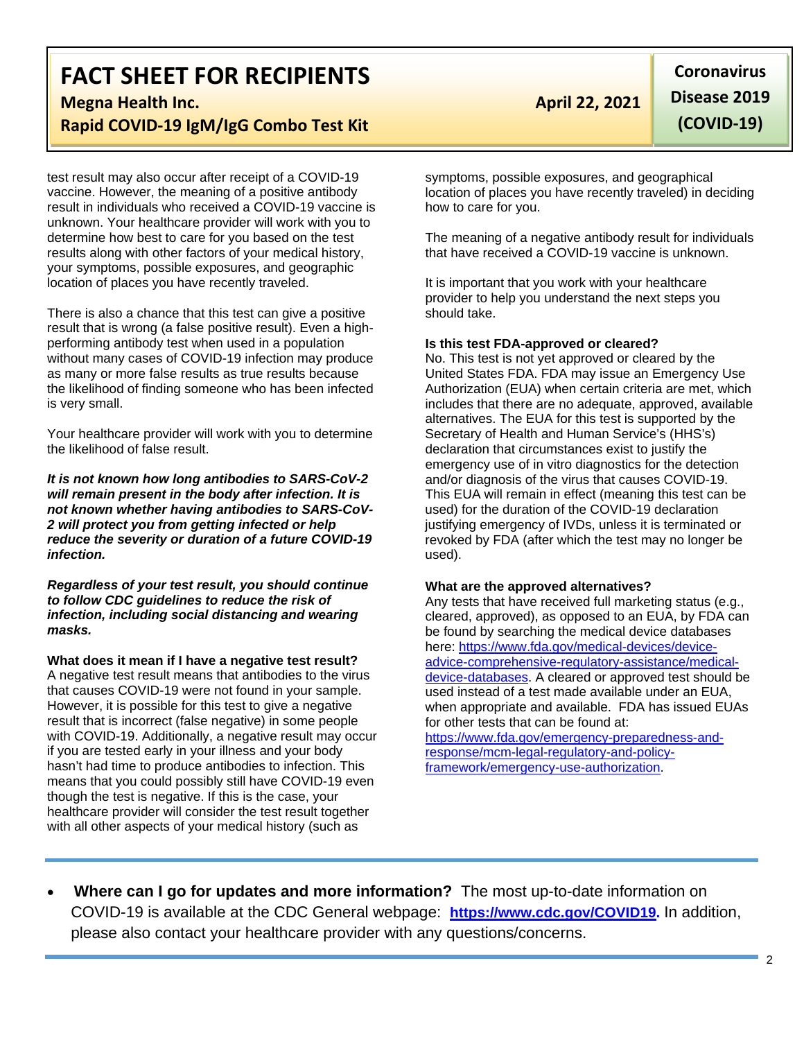test result may also occur after receipt of a COVID-19 vaccine. However, the meaning of a positive antibody result in individuals who received a COVID-19 vaccine is unknown. Your healthcare provider will work with you to determine how best to care for you based on the test results along with other factors of your medical history, your symptoms, possible exposures, and geographic location of places you have recently traveled.

There is also a chance that this test can give a positive result that is wrong (a false positive result). Even a high-performing antibody test when used in a population without many cases of COVID-19 infection may produce as many or more false results as true results because the likelihood of finding someone who has been infected is very small.

Your healthcare provider will work with you to determine the likelihood of false result.

***It is not known how long antibodies to SARS-CoV-2 will remain present in the body after infection. It is not known whether having antibodies to SARS-CoV-2 will protect you from getting infected or help reduce the severity or duration of a future COVID-19 infection.***

***Regardless of your test result, you should continue to follow CDC guidelines to reduce the risk of infection, including social distancing and wearing masks.***

**What does it mean if I have a negative test result?**
A negative test result means that antibodies to the virus that causes COVID-19 were not found in your sample. However, it is possible for this test to give a negative result that is incorrect (false negative) in some people with COVID-19. Additionally, a negative result may occur if you are tested early in your illness and your body hasn't had time to produce antibodies to infection. This means that you could possibly still have COVID-19 even though the test is negative. If this is the case, your healthcare provider will consider the test result together with all other aspects of your medical history (such as symptoms, possible exposures, and geographical location of places you have recently traveled) in deciding how to care for you.

The meaning of a negative antibody result for individuals that have received a COVID-19 vaccine is unknown.

It is important that you work with your healthcare provider to help you understand the next steps you should take.

**Is this test FDA-approved or cleared?**
No. This test is not yet approved or cleared by the United States FDA. FDA may issue an Emergency Use Authorization (EUA) when certain criteria are met, which includes that there are no adequate, approved, available alternatives. The EUA for this test is supported by the Secretary of Health and Human Service's (HHS's) declaration that circumstances exist to justify the emergency use of in vitro diagnostics for the detection and/or diagnosis of the virus that causes COVID-19. This EUA will remain in effect (meaning this test can be used) for the duration of the COVID-19 declaration justifying emergency of IVDs, unless it is terminated or revoked by FDA (after which the test may no longer be used).

**What are the approved alternatives?**
Any tests that have received full marketing status (e.g., cleared, approved), as opposed to an EUA, by FDA can be found by searching the medical device databases here: https://www.fda.gov/medical-devices/device-advice-comprehensive-regulatory-assistance/medical-device-databases. A cleared or approved test should be used instead of a test made available under an EUA, when appropriate and available. FDA has issued EUAs for other tests that can be found at: https://www.fda.gov/emergency-preparedness-and-response/mcm-legal-regulatory-and-policy-framework/emergency-use-authorization.

- **Where can I go for updates and more information?** The most up-to-date information on COVID-19 is available at the CDC General webpage: **https://www.cdc.gov/COVID19.** In addition, please also contact your healthcare provider with any questions/concerns.